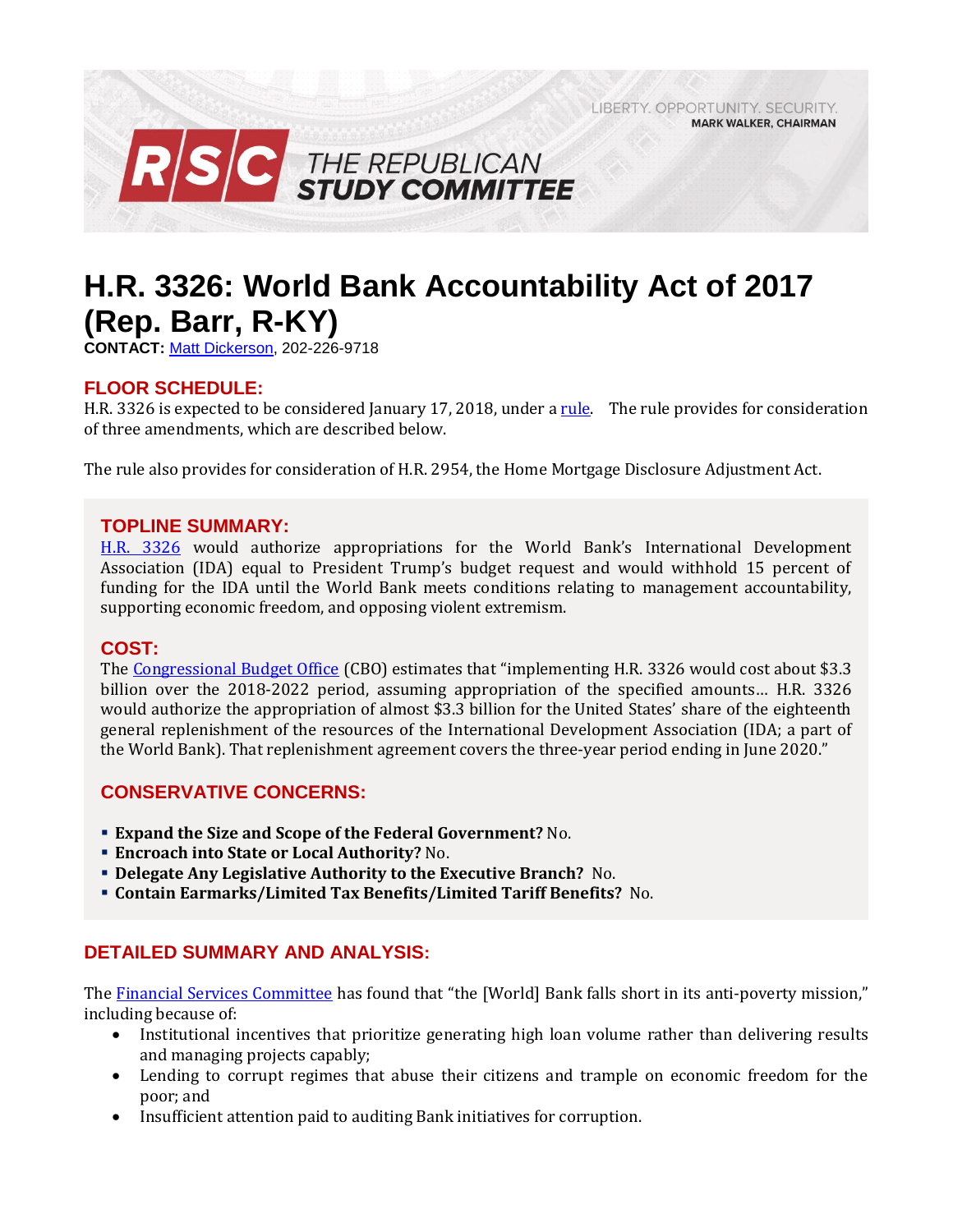LIBERTY. OPPORTUNITY. SECURITY.
**MARK WALKER, CHAIRMAN**

**RSC THE REPUBLICAN STUDY COMMITTEE**

# H.R. 3326: World Bank Accountability Act of 2017 (Rep. Barr, R-KY)

**CONTACT:** Matt Dickerson, 202-226-9718

## FLOOR SCHEDULE:

H.R. 3326 is expected to be considered January 17, 2018, under a rule. The rule provides for consideration of three amendments, which are described below.

The rule also provides for consideration of H.R. 2954, the Home Mortgage Disclosure Adjustment Act.

## TOPLINE SUMMARY:

H.R. 3326 would authorize appropriations for the World Bank's International Development Association (IDA) equal to President Trump's budget request and would withhold 15 percent of funding for the IDA until the World Bank meets conditions relating to management accountability, supporting economic freedom, and opposing violent extremism.

## COST:

The Congressional Budget Office (CBO) estimates that "implementing H.R. 3326 would cost about $3.3 billion over the 2018-2022 period, assuming appropriation of the specified amounts… H.R. 3326 would authorize the appropriation of almost $3.3 billion for the United States' share of the eighteenth general replenishment of the resources of the International Development Association (IDA; a part of the World Bank). That replenishment agreement covers the three-year period ending in June 2020."

## CONSERVATIVE CONCERNS:

- **Expand the Size and Scope of the Federal Government?** No.
- **Encroach into State or Local Authority?** No.
- **Delegate Any Legislative Authority to the Executive Branch?** No.
- **Contain Earmarks/Limited Tax Benefits/Limited Tariff Benefits?** No.

## DETAILED SUMMARY AND ANALYSIS:

The Financial Services Committee has found that "the [World] Bank falls short in its anti-poverty mission," including because of:

- Institutional incentives that prioritize generating high loan volume rather than delivering results and managing projects capably;
- Lending to corrupt regimes that abuse their citizens and trample on economic freedom for the poor; and
- Insufficient attention paid to auditing Bank initiatives for corruption.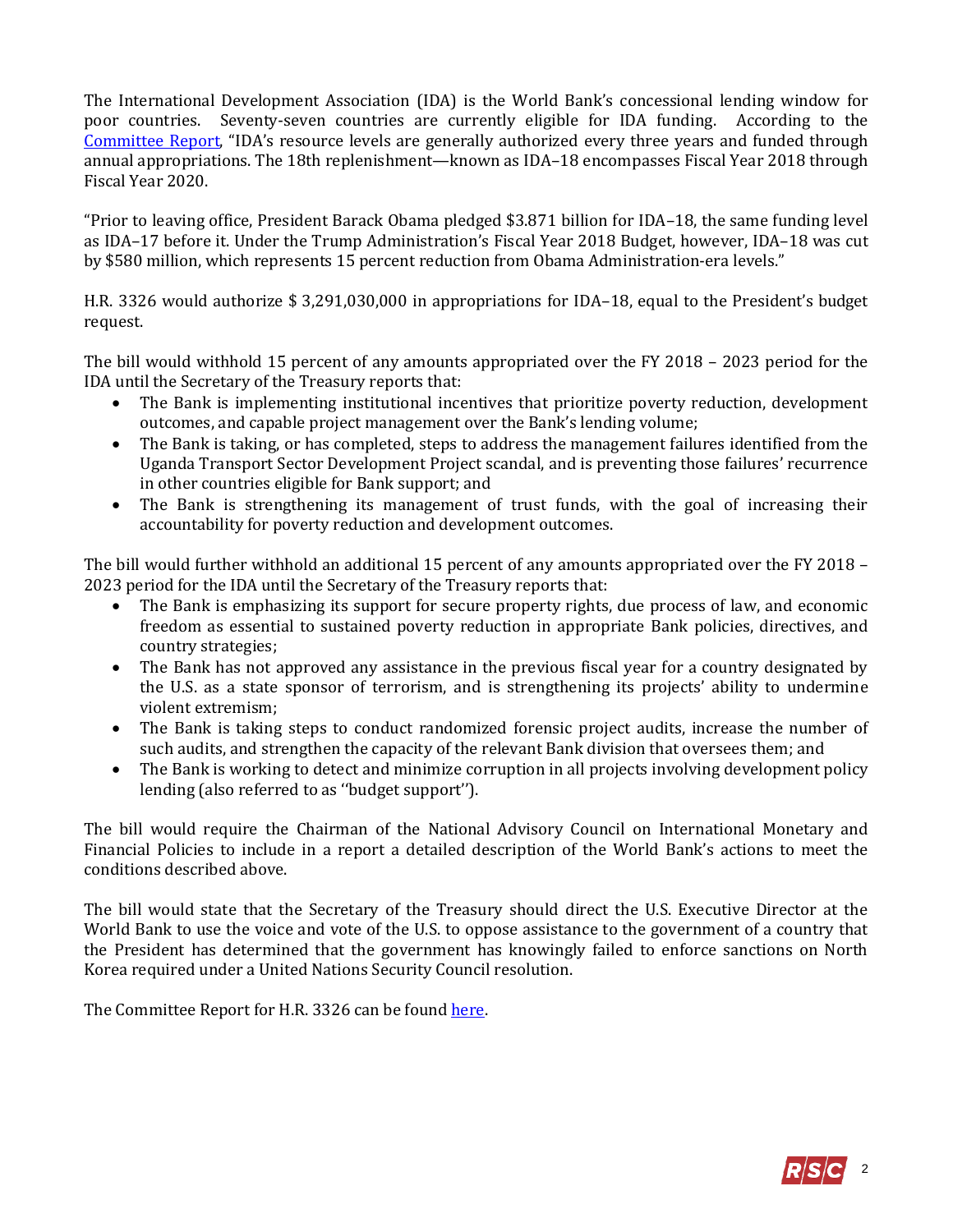The International Development Association (IDA) is the World Bank's concessional lending window for poor countries. Seventy-seven countries are currently eligible for IDA funding. According to the [Committee Report](), "IDA's resource levels are generally authorized every three years and funded through annual appropriations. The 18th replenishment—known as IDA–18 encompasses Fiscal Year 2018 through Fiscal Year 2020.

"Prior to leaving office, President Barack Obama pledged $3.871 billion for IDA–18, the same funding level as IDA–17 before it. Under the Trump Administration's Fiscal Year 2018 Budget, however, IDA–18 was cut by $580 million, which represents 15 percent reduction from Obama Administration-era levels."

H.R. 3326 would authorize $ 3,291,030,000 in appropriations for IDA–18, equal to the President's budget request.

The bill would withhold 15 percent of any amounts appropriated over the FY 2018 – 2023 period for the IDA until the Secretary of the Treasury reports that:

- The Bank is implementing institutional incentives that prioritize poverty reduction, development outcomes, and capable project management over the Bank's lending volume;
- The Bank is taking, or has completed, steps to address the management failures identified from the Uganda Transport Sector Development Project scandal, and is preventing those failures' recurrence in other countries eligible for Bank support; and
- The Bank is strengthening its management of trust funds, with the goal of increasing their accountability for poverty reduction and development outcomes.

The bill would further withhold an additional 15 percent of any amounts appropriated over the FY 2018 – 2023 period for the IDA until the Secretary of the Treasury reports that:

- The Bank is emphasizing its support for secure property rights, due process of law, and economic freedom as essential to sustained poverty reduction in appropriate Bank policies, directives, and country strategies;
- The Bank has not approved any assistance in the previous fiscal year for a country designated by the U.S. as a state sponsor of terrorism, and is strengthening its projects' ability to undermine violent extremism;
- The Bank is taking steps to conduct randomized forensic project audits, increase the number of such audits, and strengthen the capacity of the relevant Bank division that oversees them; and
- The Bank is working to detect and minimize corruption in all projects involving development policy lending (also referred to as ''budget support'').

The bill would require the Chairman of the National Advisory Council on International Monetary and Financial Policies to include in a report a detailed description of the World Bank's actions to meet the conditions described above.

The bill would state that the Secretary of the Treasury should direct the U.S. Executive Director at the World Bank to use the voice and vote of the U.S. to oppose assistance to the government of a country that the President has determined that the government has knowingly failed to enforce sanctions on North Korea required under a United Nations Security Council resolution.

The Committee Report for H.R. 3326 can be found [here]().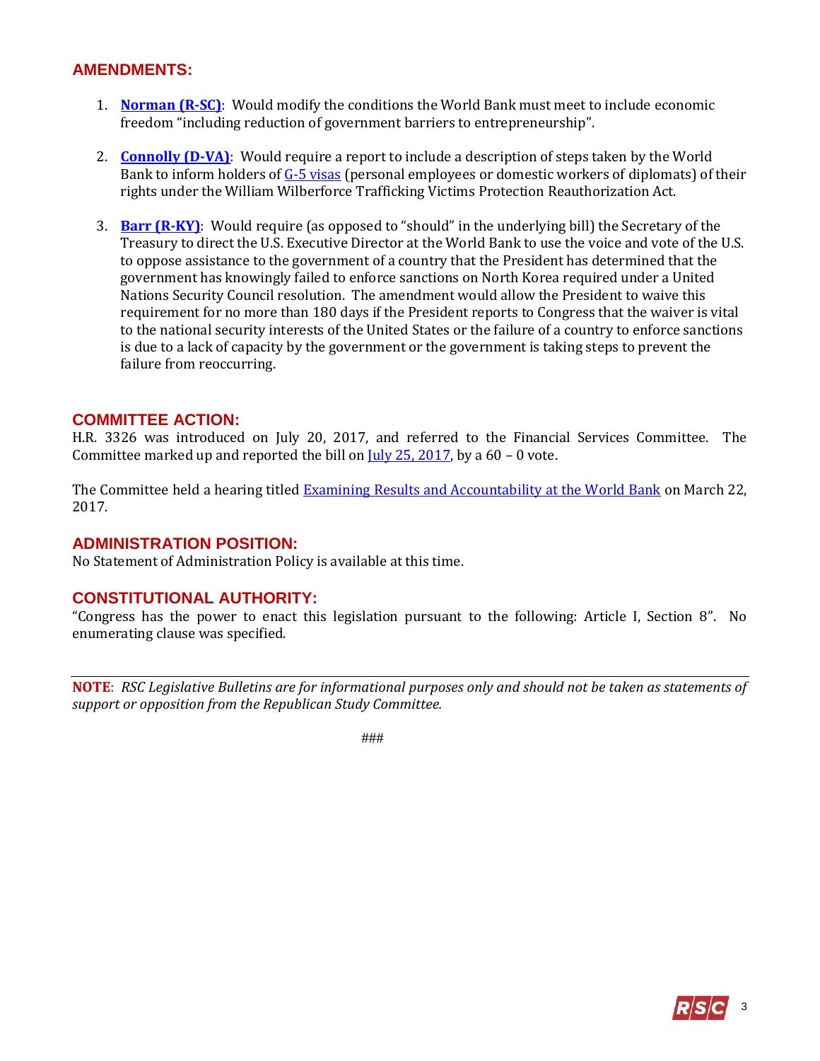## AMENDMENTS:

1. **Norman (R-SC)**: Would modify the conditions the World Bank must meet to include economic freedom "including reduction of government barriers to entrepreneurship".

2. **Connolly (D-VA)**: Would require a report to include a description of steps taken by the World Bank to inform holders of G-5 visas (personal employees or domestic workers of diplomats) of their rights under the William Wilberforce Trafficking Victims Protection Reauthorization Act.

3. **Barr (R-KY)**: Would require (as opposed to "should" in the underlying bill) the Secretary of the Treasury to direct the U.S. Executive Director at the World Bank to use the voice and vote of the U.S. to oppose assistance to the government of a country that the President has determined that the government has knowingly failed to enforce sanctions on North Korea required under a United Nations Security Council resolution. The amendment would allow the President to waive this requirement for no more than 180 days if the President reports to Congress that the waiver is vital to the national security interests of the United States or the failure of a country to enforce sanctions is due to a lack of capacity by the government or the government is taking steps to prevent the failure from reoccurring.

## COMMITTEE ACTION:

H.R. 3326 was introduced on July 20, 2017, and referred to the Financial Services Committee. The Committee marked up and reported the bill on July 25, 2017, by a 60 – 0 vote.

The Committee held a hearing titled Examining Results and Accountability at the World Bank on March 22, 2017.

## ADMINISTRATION POSITION:

No Statement of Administration Policy is available at this time.

## CONSTITUTIONAL AUTHORITY:

"Congress has the power to enact this legislation pursuant to the following: Article I, Section 8". No enumerating clause was specified.

---

**NOTE**: *RSC Legislative Bulletins are for informational purposes only and should not be taken as statements of support or opposition from the Republican Study Committee.*

###